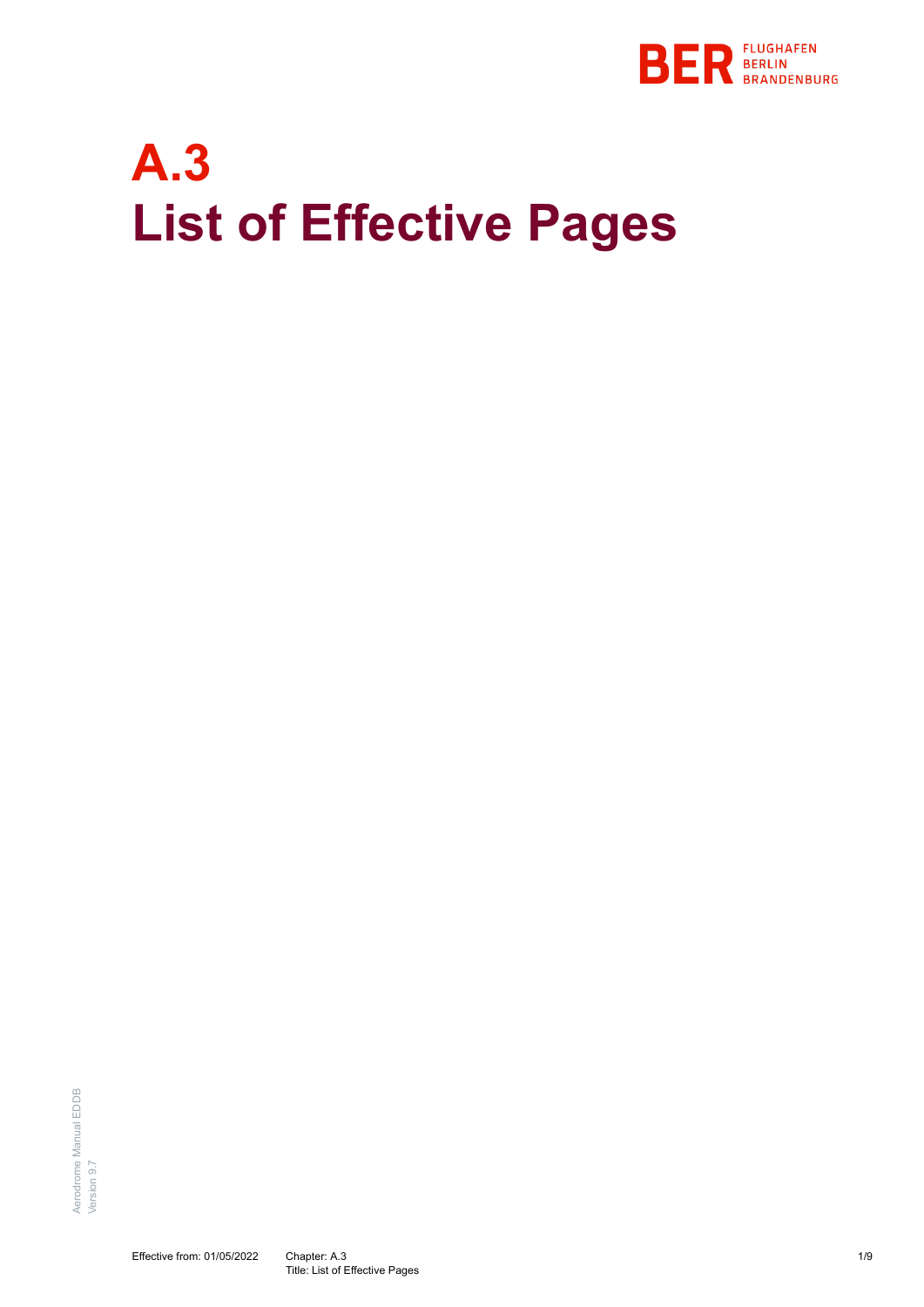# A.3
# List of Effective Pages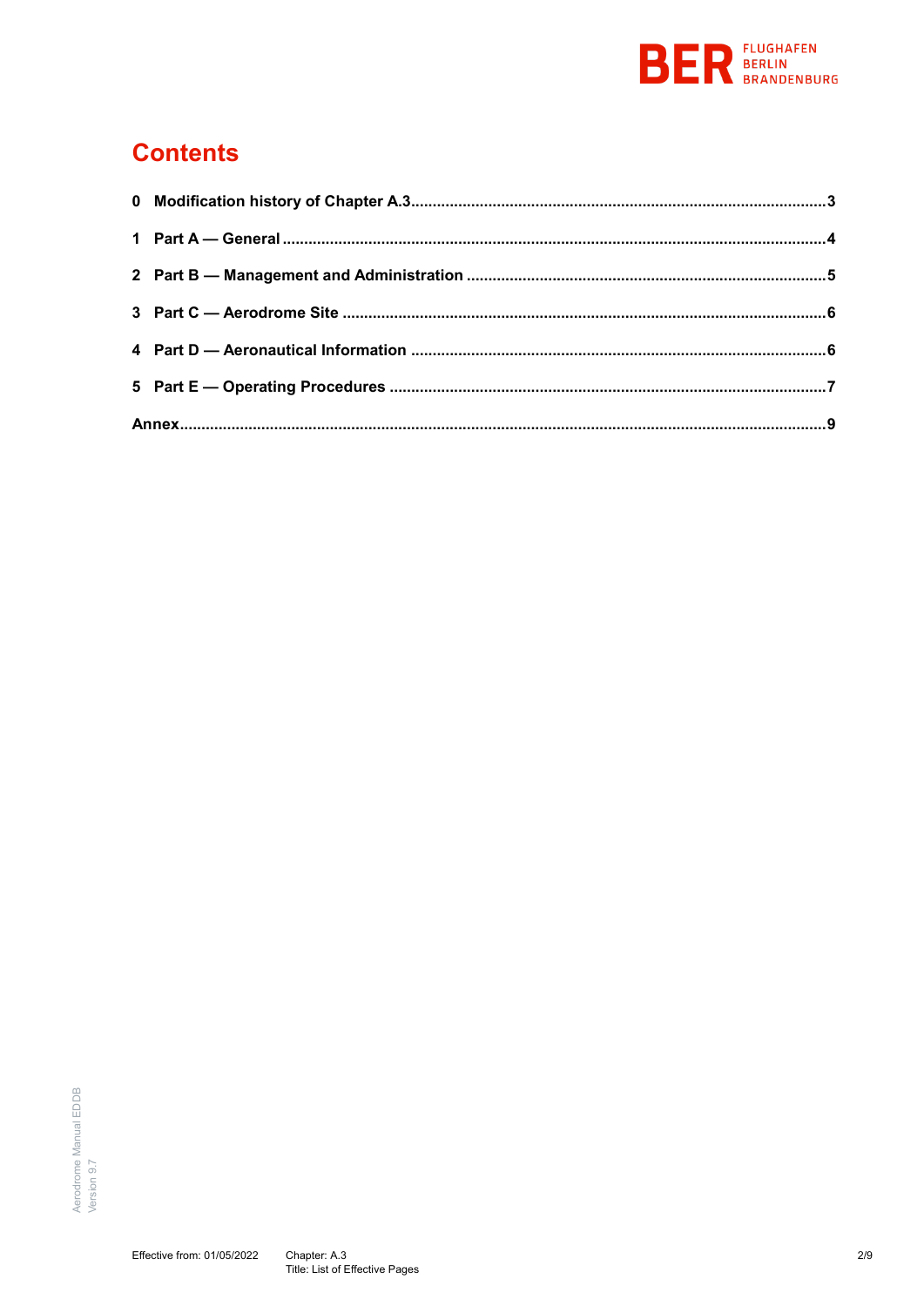# Contents

0 Modification history of Chapter A.3 ........ 3

1 Part A — General ........ 4

2 Part B — Management and Administration ........ 5

3 Part C — Aerodrome Site ........ 6

4 Part D — Aeronautical Information ........ 6

5 Part E — Operating Procedures ........ 7

Annex ........ 9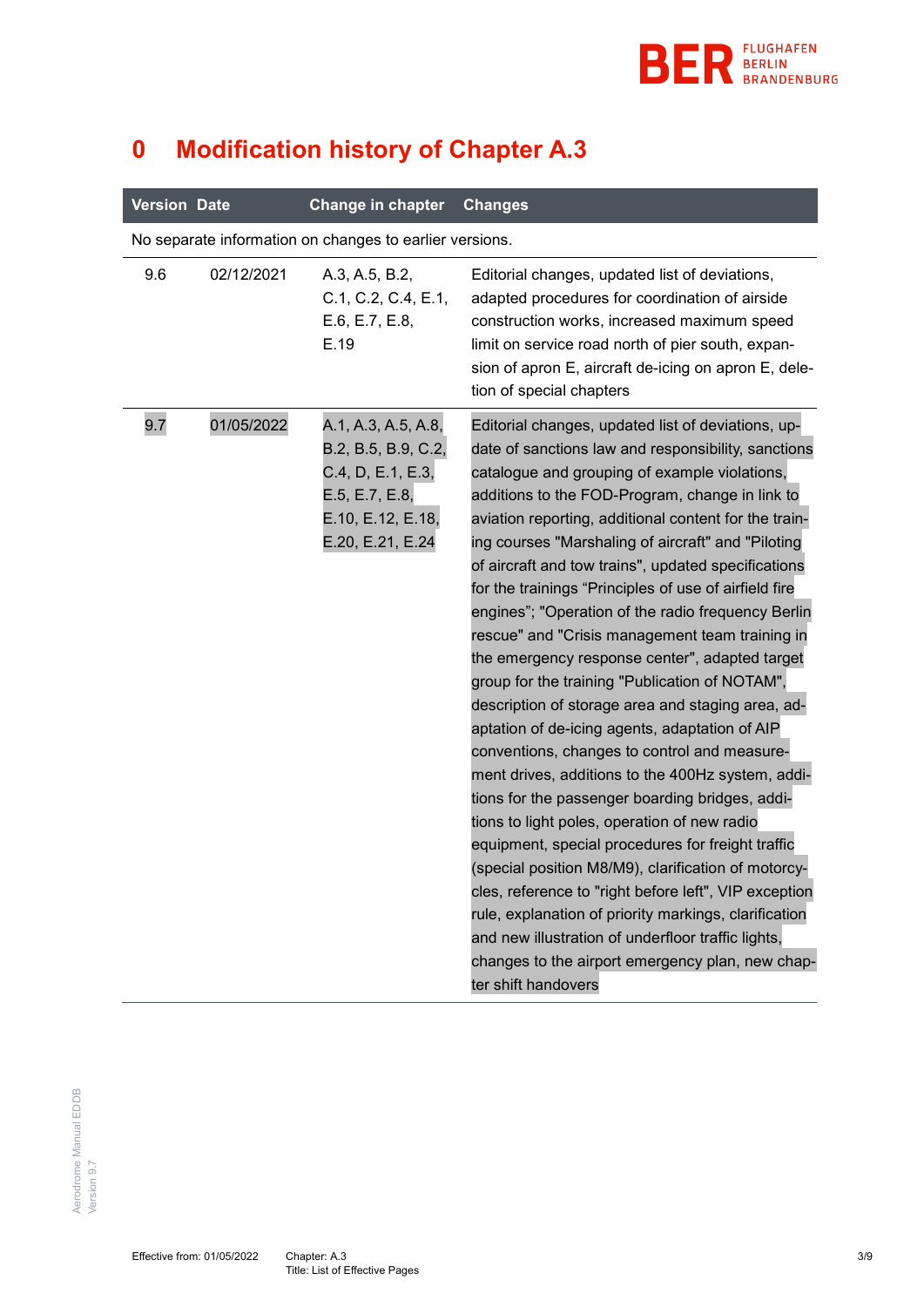# 0 Modification history of Chapter A.3

| Version | Date | Change in chapter | Changes |
|---|---|---|---|
| No separate information on changes to earlier versions. | | | |
| 9.6 | 02/12/2021 | A.3, A.5, B.2, C.1, C.2, C.4, E.1, E.6, E.7, E.8, E.19 | Editorial changes, updated list of deviations, adapted procedures for coordination of airside construction works, increased maximum speed limit on service road north of pier south, expansion of apron E, aircraft de-icing on apron E, deletion of special chapters |
| 9.7 | 01/05/2022 | A.1, A.3, A.5, A.8, B.2, B.5, B.9, C.2, C.4, D, E.1, E.3, E.5, E.7, E.8, E.10, E.12, E.18, E.20, E.21, E.24 | Editorial changes, updated list of deviations, update of sanctions law and responsibility, sanctions catalogue and grouping of example violations, additions to the FOD-Program, change in link to aviation reporting, additional content for the training courses "Marshaling of aircraft" and "Piloting of aircraft and tow trains", updated specifications for the trainings “Principles of use of airfield fire engines”; "Operation of the radio frequency Berlin rescue" and "Crisis management team training in the emergency response center", adapted target group for the training "Publication of NOTAM", description of storage area and staging area, adaptation of de-icing agents, adaptation of AIP conventions, changes to control and measurement drives, additions to the 400Hz system, additions for the passenger boarding bridges, additions to light poles, operation of new radio equipment, special procedures for freight traffic (special position M8/M9), clarification of motorcycles, reference to "right before left", VIP exception rule, explanation of priority markings, clarification and new illustration of underfloor traffic lights, changes to the airport emergency plan, new chapter shift handovers |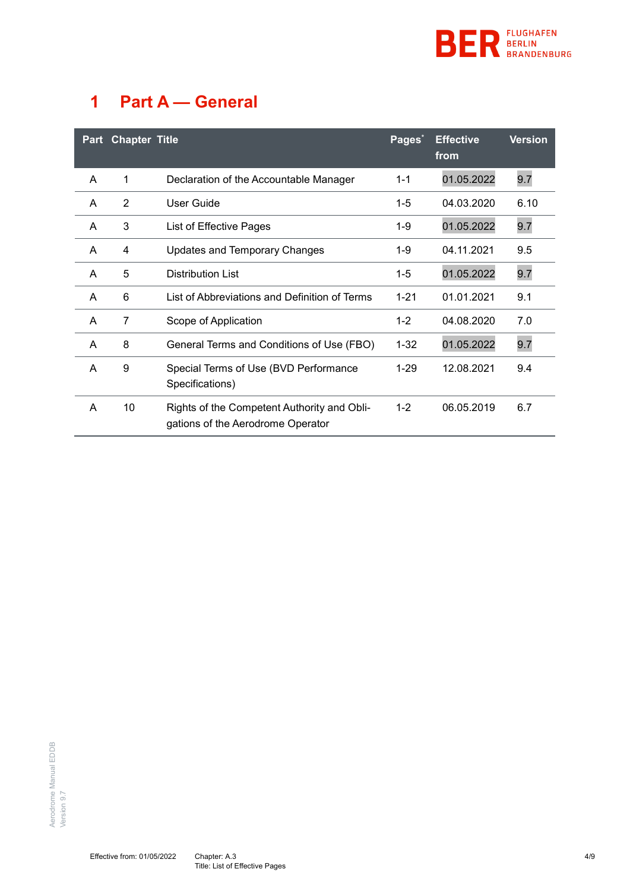# 1 Part A — General

| Part | Chapter | Title | Pages* | Effective from | Version |
|---|---|---|---|---|---|
| A | 1 | Declaration of the Accountable Manager | 1-1 | 01.05.2022 | 9.7 |
| A | 2 | User Guide | 1-5 | 04.03.2020 | 6.10 |
| A | 3 | List of Effective Pages | 1-9 | 01.05.2022 | 9.7 |
| A | 4 | Updates and Temporary Changes | 1-9 | 04.11.2021 | 9.5 |
| A | 5 | Distribution List | 1-5 | 01.05.2022 | 9.7 |
| A | 6 | List of Abbreviations and Definition of Terms | 1-21 | 01.01.2021 | 9.1 |
| A | 7 | Scope of Application | 1-2 | 04.08.2020 | 7.0 |
| A | 8 | General Terms and Conditions of Use (FBO) | 1-32 | 01.05.2022 | 9.7 |
| A | 9 | Special Terms of Use (BVD Performance Specifications) | 1-29 | 12.08.2021 | 9.4 |
| A | 10 | Rights of the Competent Authority and Obligations of the Aerodrome Operator | 1-2 | 06.05.2019 | 6.7 |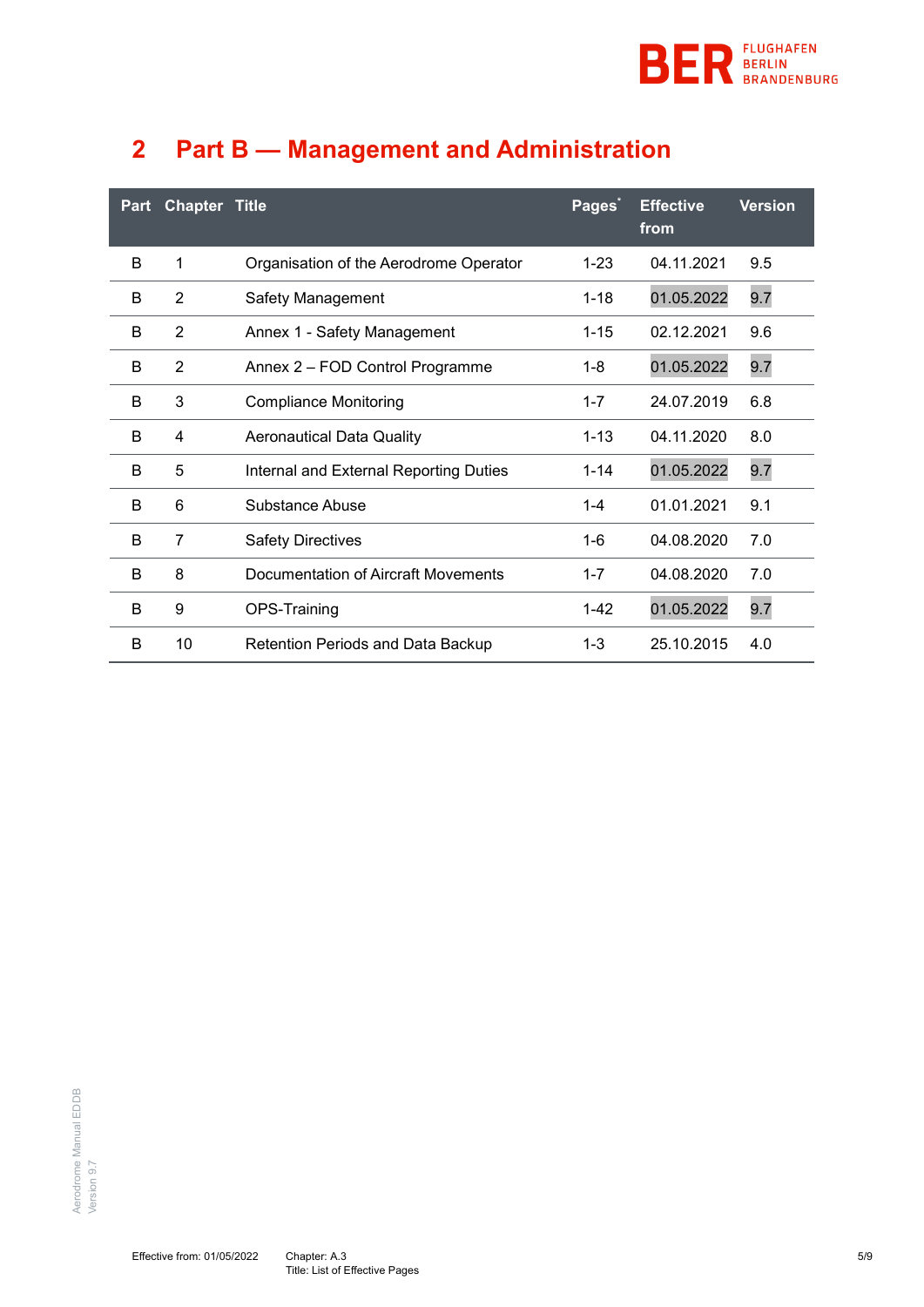# 2 Part B — Management and Administration

| Part | Chapter | Title | Pages* | Effective from | Version |
|---|---|---|---|---|---|
| B | 1 | Organisation of the Aerodrome Operator | 1-23 | 04.11.2021 | 9.5 |
| B | 2 | Safety Management | 1-18 | 01.05.2022 | 9.7 |
| B | 2 | Annex 1 - Safety Management | 1-15 | 02.12.2021 | 9.6 |
| B | 2 | Annex 2 – FOD Control Programme | 1-8 | 01.05.2022 | 9.7 |
| B | 3 | Compliance Monitoring | 1-7 | 24.07.2019 | 6.8 |
| B | 4 | Aeronautical Data Quality | 1-13 | 04.11.2020 | 8.0 |
| B | 5 | Internal and External Reporting Duties | 1-14 | 01.05.2022 | 9.7 |
| B | 6 | Substance Abuse | 1-4 | 01.01.2021 | 9.1 |
| B | 7 | Safety Directives | 1-6 | 04.08.2020 | 7.0 |
| B | 8 | Documentation of Aircraft Movements | 1-7 | 04.08.2020 | 7.0 |
| B | 9 | OPS-Training | 1-42 | 01.05.2022 | 9.7 |
| B | 10 | Retention Periods and Data Backup | 1-3 | 25.10.2015 | 4.0 |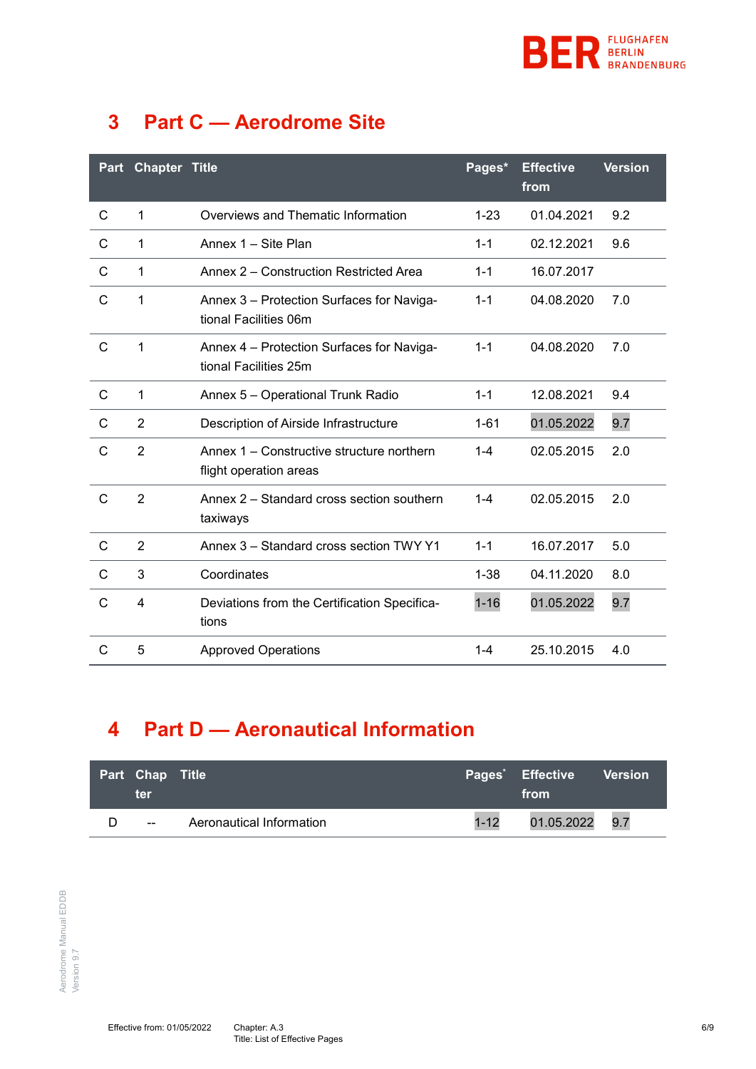# 3 Part C — Aerodrome Site

| Part | Chapter | Title | Pages* | Effective from | Version |
|---|---|---|---|---|---|
| C | 1 | Overviews and Thematic Information | 1-23 | 01.04.2021 | 9.2 |
| C | 1 | Annex 1 – Site Plan | 1-1 | 02.12.2021 | 9.6 |
| C | 1 | Annex 2 – Construction Restricted Area | 1-1 | 16.07.2017 | |
| C | 1 | Annex 3 – Protection Surfaces for Navigational Facilities 06m | 1-1 | 04.08.2020 | 7.0 |
| C | 1 | Annex 4 – Protection Surfaces for Navigational Facilities 25m | 1-1 | 04.08.2020 | 7.0 |
| C | 1 | Annex 5 – Operational Trunk Radio | 1-1 | 12.08.2021 | 9.4 |
| C | 2 | Description of Airside Infrastructure | 1-61 | 01.05.2022 | 9.7 |
| C | 2 | Annex 1 – Constructive structure northern flight operation areas | 1-4 | 02.05.2015 | 2.0 |
| C | 2 | Annex 2 – Standard cross section southern taxiways | 1-4 | 02.05.2015 | 2.0 |
| C | 2 | Annex 3 – Standard cross section TWY Y1 | 1-1 | 16.07.2017 | 5.0 |
| C | 3 | Coordinates | 1-38 | 04.11.2020 | 8.0 |
| C | 4 | Deviations from the Certification Specifications | 1-16 | 01.05.2022 | 9.7 |
| C | 5 | Approved Operations | 1-4 | 25.10.2015 | 4.0 |

# 4 Part D — Aeronautical Information

| Part | Chapter | Title | Pages* | Effective from | Version |
|---|---|---|---|---|---|
| D | -- | Aeronautical Information | 1-12 | 01.05.2022 | 9.7 |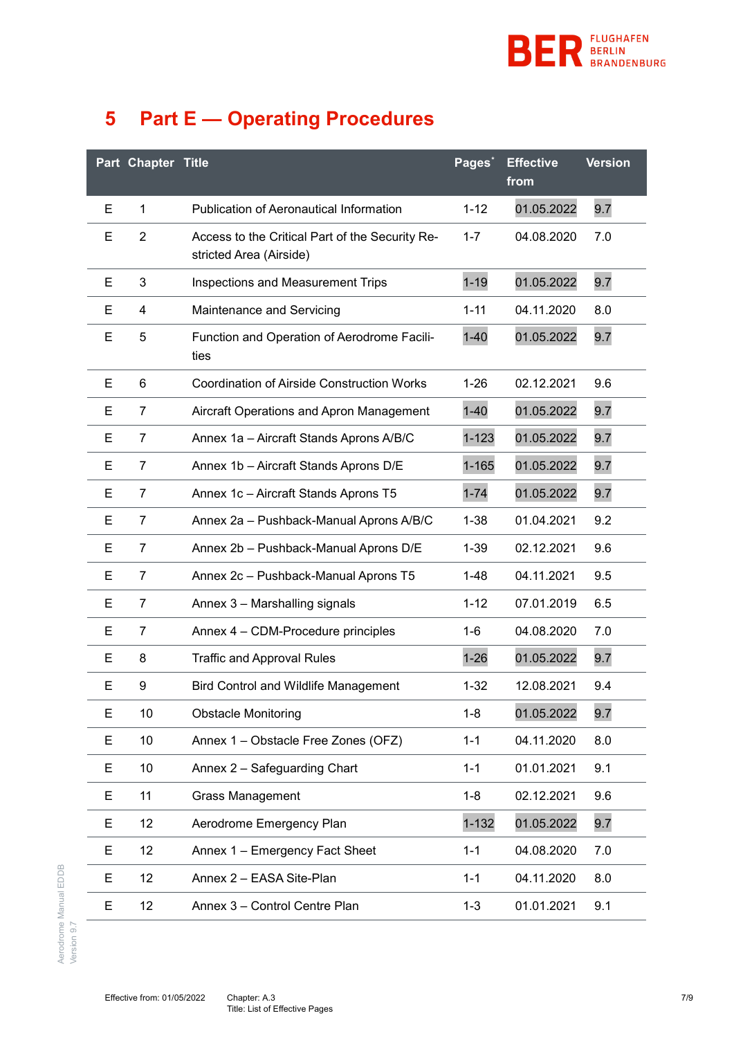# 5 Part E — Operating Procedures

| Part | Chapter | Title | Pages* | Effective from | Version |
|---|---|---|---|---|---|
| E | 1 | Publication of Aeronautical Information | 1-12 | 01.05.2022 | 9.7 |
| E | 2 | Access to the Critical Part of the Security Restricted Area (Airside) | 1-7 | 04.08.2020 | 7.0 |
| E | 3 | Inspections and Measurement Trips | 1-19 | 01.05.2022 | 9.7 |
| E | 4 | Maintenance and Servicing | 1-11 | 04.11.2020 | 8.0 |
| E | 5 | Function and Operation of Aerodrome Facilities | 1-40 | 01.05.2022 | 9.7 |
| E | 6 | Coordination of Airside Construction Works | 1-26 | 02.12.2021 | 9.6 |
| E | 7 | Aircraft Operations and Apron Management | 1-40 | 01.05.2022 | 9.7 |
| E | 7 | Annex 1a – Aircraft Stands Aprons A/B/C | 1-123 | 01.05.2022 | 9.7 |
| E | 7 | Annex 1b – Aircraft Stands Aprons D/E | 1-165 | 01.05.2022 | 9.7 |
| E | 7 | Annex 1c – Aircraft Stands Aprons T5 | 1-74 | 01.05.2022 | 9.7 |
| E | 7 | Annex 2a – Pushback-Manual Aprons A/B/C | 1-38 | 01.04.2021 | 9.2 |
| E | 7 | Annex 2b – Pushback-Manual Aprons D/E | 1-39 | 02.12.2021 | 9.6 |
| E | 7 | Annex 2c – Pushback-Manual Aprons T5 | 1-48 | 04.11.2021 | 9.5 |
| E | 7 | Annex 3 – Marshalling signals | 1-12 | 07.01.2019 | 6.5 |
| E | 7 | Annex 4 – CDM-Procedure principles | 1-6 | 04.08.2020 | 7.0 |
| E | 8 | Traffic and Approval Rules | 1-26 | 01.05.2022 | 9.7 |
| E | 9 | Bird Control and Wildlife Management | 1-32 | 12.08.2021 | 9.4 |
| E | 10 | Obstacle Monitoring | 1-8 | 01.05.2022 | 9.7 |
| E | 10 | Annex 1 – Obstacle Free Zones (OFZ) | 1-1 | 04.11.2020 | 8.0 |
| E | 10 | Annex 2 – Safeguarding Chart | 1-1 | 01.01.2021 | 9.1 |
| E | 11 | Grass Management | 1-8 | 02.12.2021 | 9.6 |
| E | 12 | Aerodrome Emergency Plan | 1-132 | 01.05.2022 | 9.7 |
| E | 12 | Annex 1 – Emergency Fact Sheet | 1-1 | 04.08.2020 | 7.0 |
| E | 12 | Annex 2 – EASA Site-Plan | 1-1 | 04.11.2020 | 8.0 |
| E | 12 | Annex 3 – Control Centre Plan | 1-3 | 01.01.2021 | 9.1 |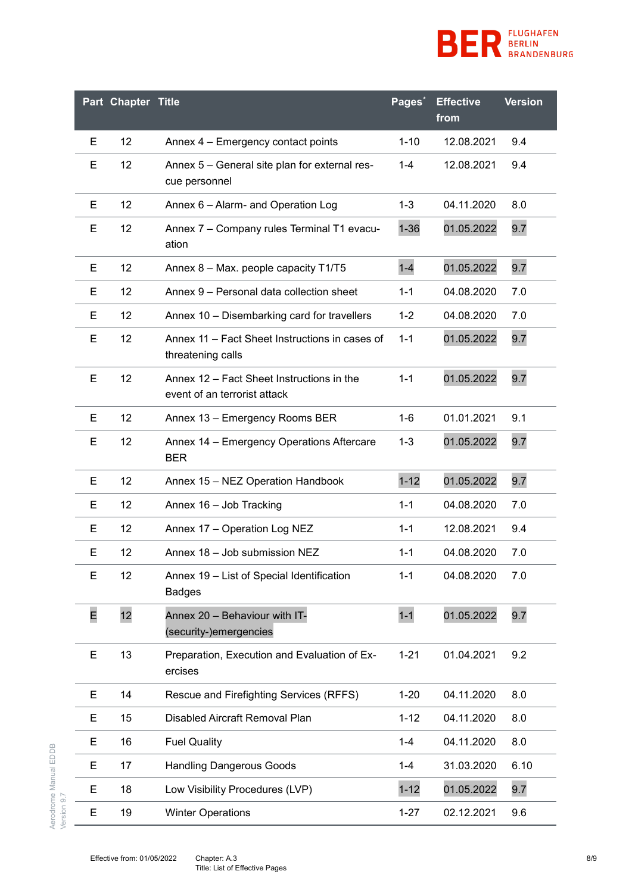| Part | Chapter | Title | Pages* | Effective from | Version |
|---|---|---|---|---|---|
| E | 12 | Annex 4 – Emergency contact points | 1-10 | 12.08.2021 | 9.4 |
| E | 12 | Annex 5 – General site plan for external rescue personnel | 1-4 | 12.08.2021 | 9.4 |
| E | 12 | Annex 6 – Alarm- and Operation Log | 1-3 | 04.11.2020 | 8.0 |
| E | 12 | Annex 7 – Company rules Terminal T1 evacuation | 1-36 | 01.05.2022 | 9.7 |
| E | 12 | Annex 8 – Max. people capacity T1/T5 | 1-4 | 01.05.2022 | 9.7 |
| E | 12 | Annex 9 – Personal data collection sheet | 1-1 | 04.08.2020 | 7.0 |
| E | 12 | Annex 10 – Disembarking card for travellers | 1-2 | 04.08.2020 | 7.0 |
| E | 12 | Annex 11 – Fact Sheet Instructions in cases of threatening calls | 1-1 | 01.05.2022 | 9.7 |
| E | 12 | Annex 12 – Fact Sheet Instructions in the event of an terrorist attack | 1-1 | 01.05.2022 | 9.7 |
| E | 12 | Annex 13 – Emergency Rooms BER | 1-6 | 01.01.2021 | 9.1 |
| E | 12 | Annex 14 – Emergency Operations Aftercare BER | 1-3 | 01.05.2022 | 9.7 |
| E | 12 | Annex 15 – NEZ Operation Handbook | 1-12 | 01.05.2022 | 9.7 |
| E | 12 | Annex 16 – Job Tracking | 1-1 | 04.08.2020 | 7.0 |
| E | 12 | Annex 17 – Operation Log NEZ | 1-1 | 12.08.2021 | 9.4 |
| E | 12 | Annex 18 – Job submission NEZ | 1-1 | 04.08.2020 | 7.0 |
| E | 12 | Annex 19 – List of Special Identification Badges | 1-1 | 04.08.2020 | 7.0 |
| E | 12 | Annex 20 – Behaviour with IT-(security-)emergencies | 1-1 | 01.05.2022 | 9.7 |
| E | 13 | Preparation, Execution and Evaluation of Exercises | 1-21 | 01.04.2021 | 9.2 |
| E | 14 | Rescue and Firefighting Services (RFFS) | 1-20 | 04.11.2020 | 8.0 |
| E | 15 | Disabled Aircraft Removal Plan | 1-12 | 04.11.2020 | 8.0 |
| E | 16 | Fuel Quality | 1-4 | 04.11.2020 | 8.0 |
| E | 17 | Handling Dangerous Goods | 1-4 | 31.03.2020 | 6.10 |
| E | 18 | Low Visibility Procedures (LVP) | 1-12 | 01.05.2022 | 9.7 |
| E | 19 | Winter Operations | 1-27 | 02.12.2021 | 9.6 |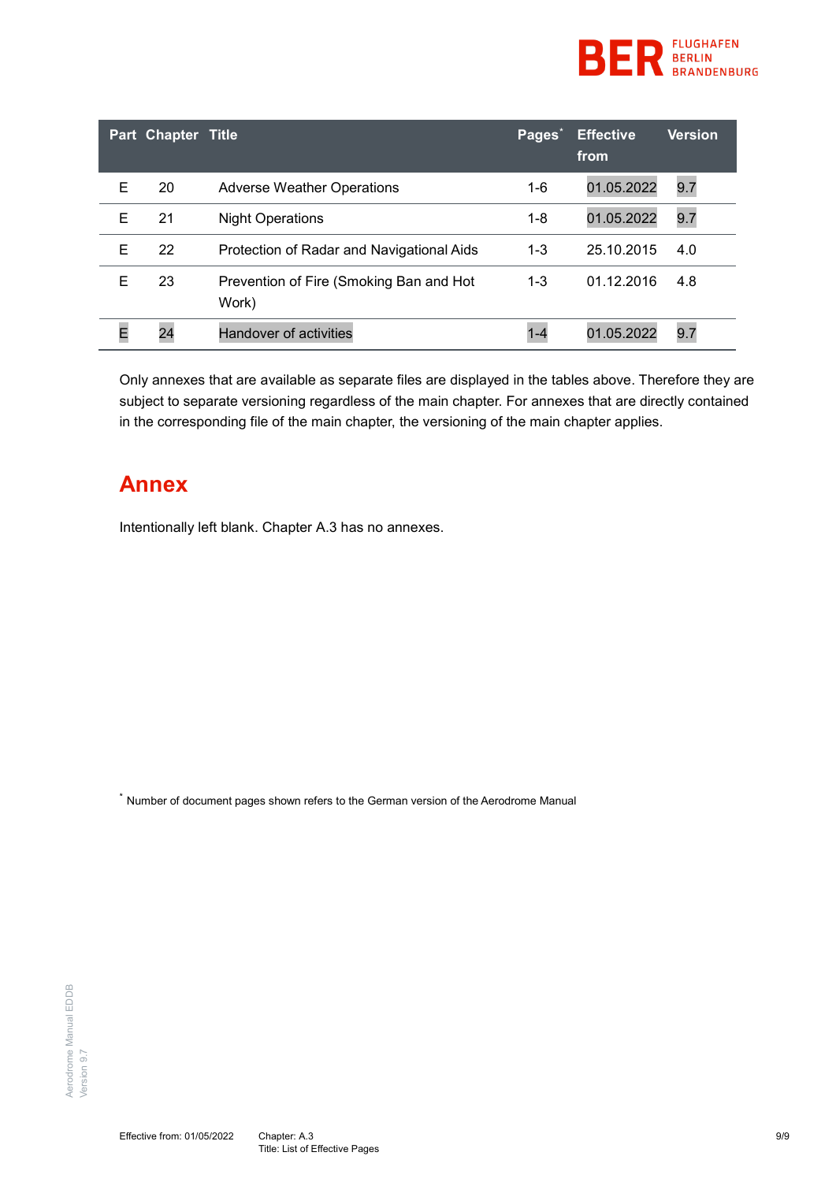| Part | Chapter | Title | Pages* | Effective from | Version |
|---|---|---|---|---|---|
| E | 20 | Adverse Weather Operations | 1-6 | 01.05.2022 | 9.7 |
| E | 21 | Night Operations | 1-8 | 01.05.2022 | 9.7 |
| E | 22 | Protection of Radar and Navigational Aids | 1-3 | 25.10.2015 | 4.0 |
| E | 23 | Prevention of Fire (Smoking Ban and Hot Work) | 1-3 | 01.12.2016 | 4.8 |
| E | 24 | Handover of activities | 1-4 | 01.05.2022 | 9.7 |

Only annexes that are available as separate files are displayed in the tables above. Therefore they are subject to separate versioning regardless of the main chapter. For annexes that are directly contained in the corresponding file of the main chapter, the versioning of the main chapter applies.

## Annex

Intentionally left blank. Chapter A.3 has no annexes.

* Number of document pages shown refers to the German version of the Aerodrome Manual